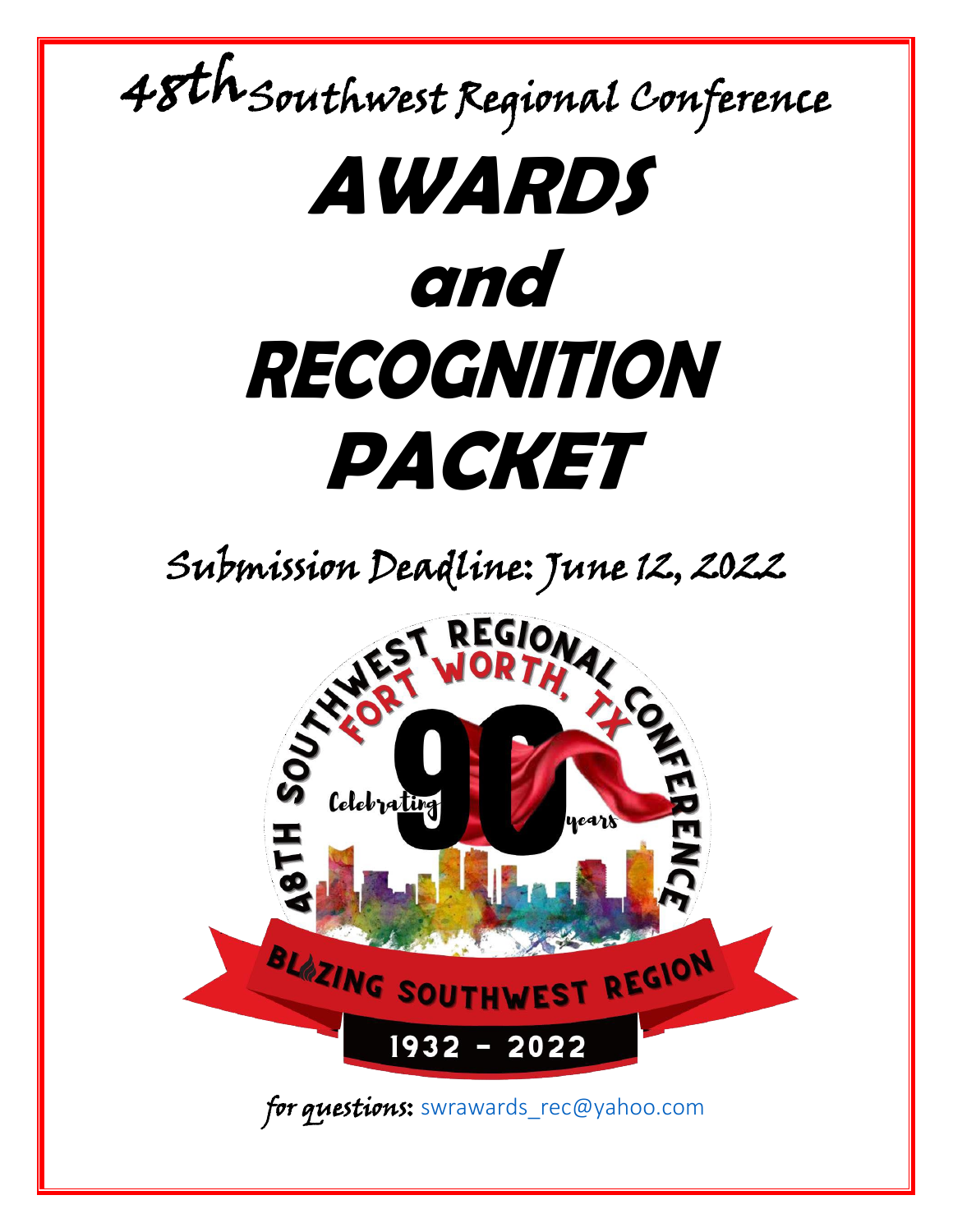48th Southwest Regional Conference

# AWARDS and RECOGNITION PACKET

Submission Deadline: June 12, 2022

48TH SOUTHWEST REGIONAL CONFERENCE

FORT WORTH, TX

Celebrating 90 years

BLAZING SOUTHWEST REGION

1932 - 2022

*for questions:* swrawards_rec@yahoo.com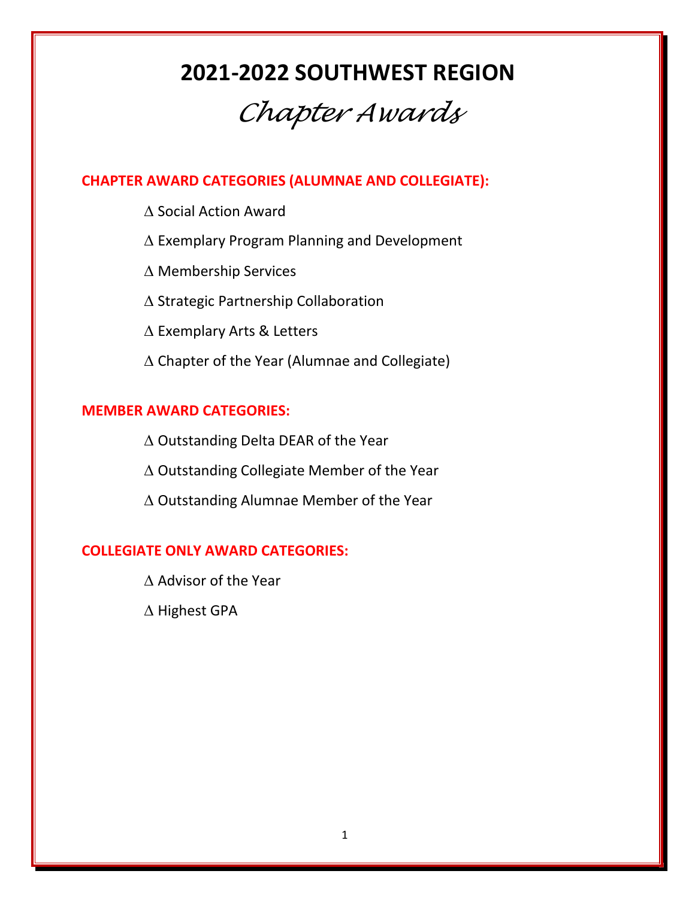# 2021-2022 SOUTHWEST REGION

## *Chapter Awards*

**CHAPTER AWARD CATEGORIES (ALUMNAE AND COLLEGIATE):**

- Δ Social Action Award
- Δ Exemplary Program Planning and Development
- Δ Membership Services
- Δ Strategic Partnership Collaboration
- Δ Exemplary Arts & Letters
- Δ Chapter of the Year (Alumnae and Collegiate)

**MEMBER AWARD CATEGORIES:**

- Δ Outstanding Delta DEAR of the Year
- Δ Outstanding Collegiate Member of the Year
- Δ Outstanding Alumnae Member of the Year

**COLLEGIATE ONLY AWARD CATEGORIES:**

- Δ Advisor of the Year
- Δ Highest GPA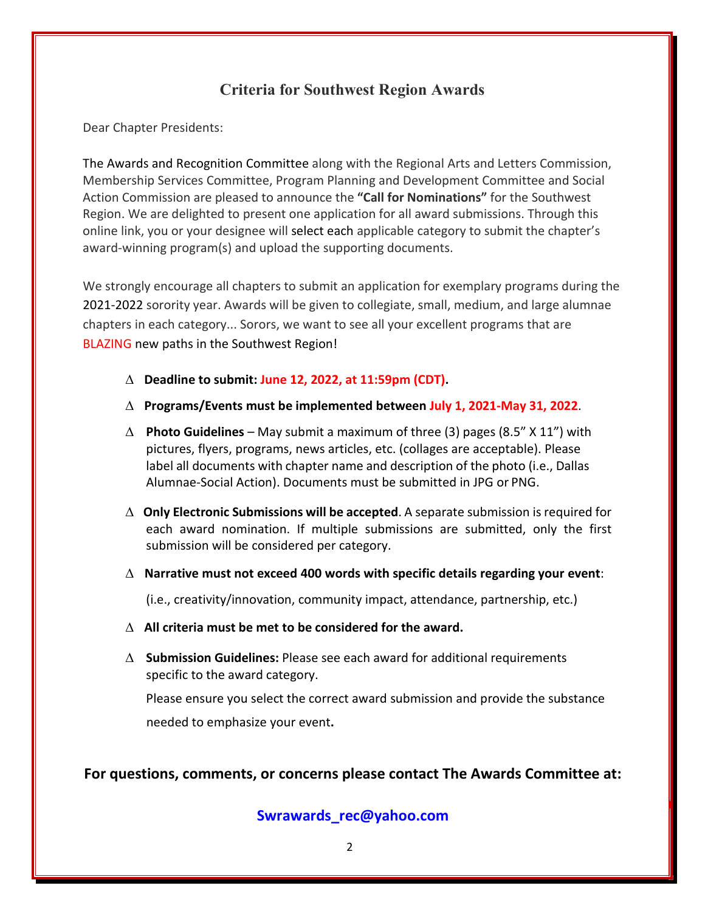## Criteria for Southwest Region Awards

Dear Chapter Presidents:

The Awards and Recognition Committee along with the Regional Arts and Letters Commission, Membership Services Committee, Program Planning and Development Committee and Social Action Commission are pleased to announce the **"Call for Nominations"** for the Southwest Region. We are delighted to present one application for all award submissions. Through this online link, you or your designee will select each applicable category to submit the chapter's award-winning program(s) and upload the supporting documents.

We strongly encourage all chapters to submit an application for exemplary programs during the 2021-2022 sorority year. Awards will be given to collegiate, small, medium, and large alumnae chapters in each category... Sorors, we want to see all your excellent programs that are BLAZING new paths in the Southwest Region!

- ∆ **Deadline to submit: June 12, 2022, at 11:59pm (CDT).**
- ∆ **Programs/Events must be implemented between July 1, 2021-May 31, 2022**.
- ∆ **Photo Guidelines** – May submit a maximum of three (3) pages (8.5" X 11") with pictures, flyers, programs, news articles, etc. (collages are acceptable). Please label all documents with chapter name and description of the photo (i.e., Dallas Alumnae-Social Action). Documents must be submitted in JPG or PNG.
- ∆ **Only Electronic Submissions will be accepted**. A separate submission is required for each award nomination. If multiple submissions are submitted, only the first submission will be considered per category.
- ∆ **Narrative must not exceed 400 words with specific details regarding your event**:

  (i.e., creativity/innovation, community impact, attendance, partnership, etc.)
- ∆ **All criteria must be met to be considered for the award.**
- ∆ **Submission Guidelines:** Please see each award for additional requirements specific to the award category.

  Please ensure you select the correct award submission and provide the substance needed to emphasize your event**.**

**For questions, comments, or concerns please contact The Awards Committee at:**

**Swrawards_rec@yahoo.com**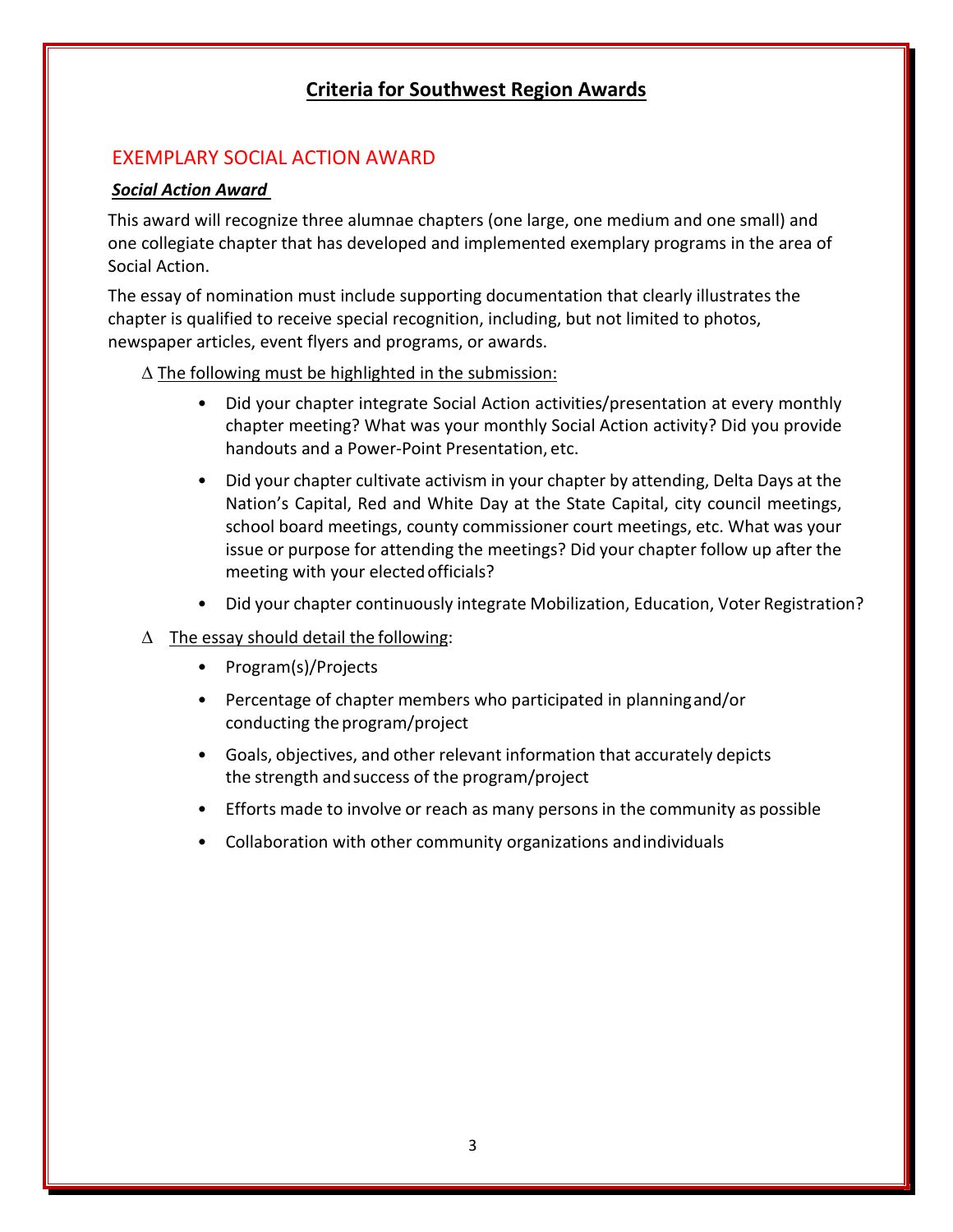# Criteria for Southwest Region Awards

## EXEMPLARY SOCIAL ACTION AWARD

***Social Action Award***

This award will recognize three alumnae chapters (one large, one medium and one small) and one collegiate chapter that has developed and implemented exemplary programs in the area of Social Action.

The essay of nomination must include supporting documentation that clearly illustrates the chapter is qualified to receive special recognition, including, but not limited to photos, newspaper articles, event flyers and programs, or awards.

∆ The following must be highlighted in the submission:

- Did your chapter integrate Social Action activities/presentation at every monthly chapter meeting? What was your monthly Social Action activity? Did you provide handouts and a Power-Point Presentation, etc.
- Did your chapter cultivate activism in your chapter by attending, Delta Days at the Nation's Capital, Red and White Day at the State Capital, city council meetings, school board meetings, county commissioner court meetings, etc. What was your issue or purpose for attending the meetings? Did your chapter follow up after the meeting with your elected officials?
- Did your chapter continuously integrate Mobilization, Education, Voter Registration?

∆ The essay should detail the following:

- Program(s)/Projects
- Percentage of chapter members who participated in planning and/or conducting the program/project
- Goals, objectives, and other relevant information that accurately depicts the strength and success of the program/project
- Efforts made to involve or reach as many persons in the community as possible
- Collaboration with other community organizations and individuals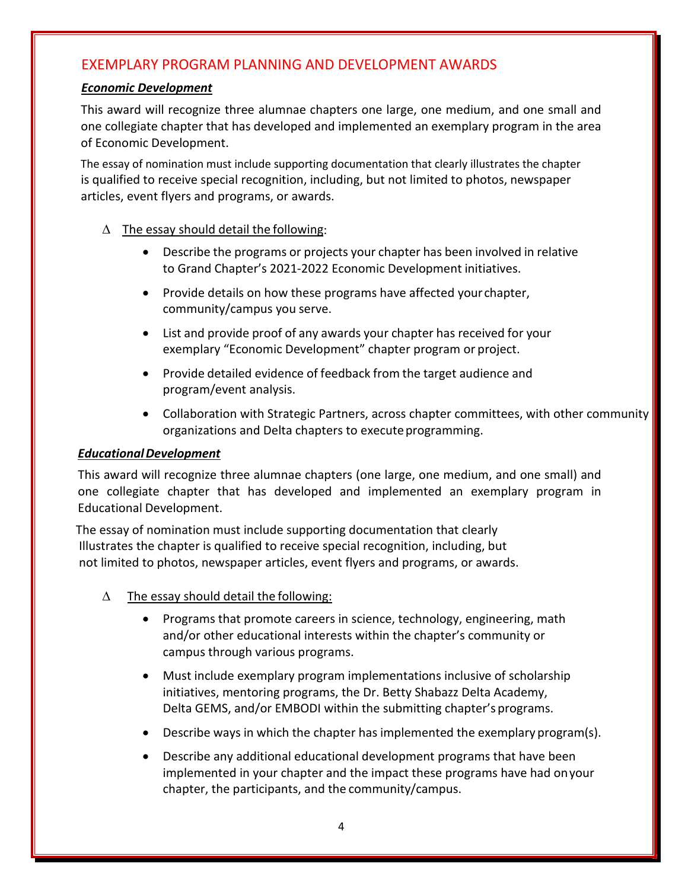## EXEMPLARY PROGRAM PLANNING AND DEVELOPMENT AWARDS

### ***Economic Development***

This award will recognize three alumnae chapters one large, one medium, and one small and one collegiate chapter that has developed and implemented an exemplary program in the area of Economic Development.

The essay of nomination must include supporting documentation that clearly illustrates the chapter is qualified to receive special recognition, including, but not limited to photos, newspaper articles, event flyers and programs, or awards.

Δ The essay should detail the following:

- Describe the programs or projects your chapter has been involved in relative to Grand Chapter's 2021-2022 Economic Development initiatives.
- Provide details on how these programs have affected your chapter, community/campus you serve.
- List and provide proof of any awards your chapter has received for your exemplary "Economic Development" chapter program or project.
- Provide detailed evidence of feedback from the target audience and program/event analysis.
- Collaboration with Strategic Partners, across chapter committees, with other community organizations and Delta chapters to execute programming.

### ***Educational Development***

This award will recognize three alumnae chapters (one large, one medium, and one small) and one collegiate chapter that has developed and implemented an exemplary program in Educational Development.

The essay of nomination must include supporting documentation that clearly Illustrates the chapter is qualified to receive special recognition, including, but not limited to photos, newspaper articles, event flyers and programs, or awards.

Δ The essay should detail the following:

- Programs that promote careers in science, technology, engineering, math and/or other educational interests within the chapter's community or campus through various programs.
- Must include exemplary program implementations inclusive of scholarship initiatives, mentoring programs, the Dr. Betty Shabazz Delta Academy, Delta GEMS, and/or EMBODI within the submitting chapter's programs.
- Describe ways in which the chapter has implemented the exemplary program(s).
- Describe any additional educational development programs that have been implemented in your chapter and the impact these programs have had on your chapter, the participants, and the community/campus.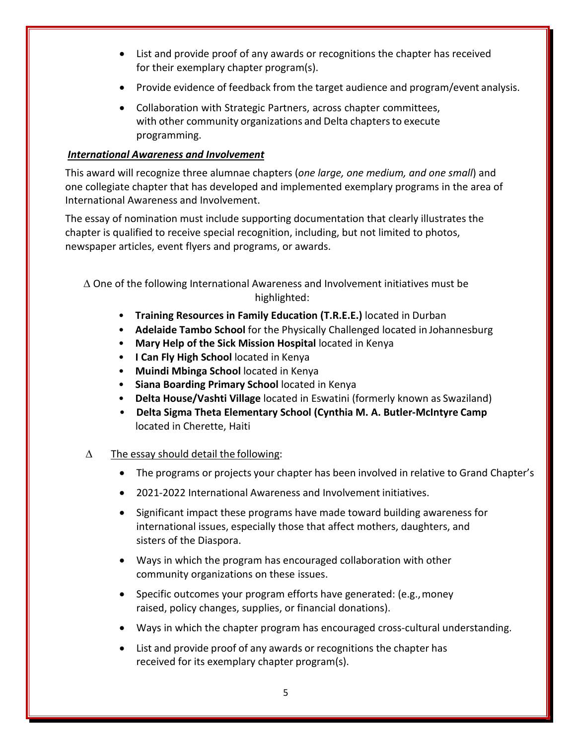- List and provide proof of any awards or recognitions the chapter has received for their exemplary chapter program(s).
- Provide evidence of feedback from the target audience and program/event analysis.
- Collaboration with Strategic Partners, across chapter committees, with other community organizations and Delta chapters to execute programming.

***International Awareness and Involvement***

This award will recognize three alumnae chapters (*one large, one medium, and one small*) and one collegiate chapter that has developed and implemented exemplary programs in the area of International Awareness and Involvement.

The essay of nomination must include supporting documentation that clearly illustrates the chapter is qualified to receive special recognition, including, but not limited to photos, newspaper articles, event flyers and programs, or awards.

Δ One of the following International Awareness and Involvement initiatives must be highlighted:

- **Training Resources in Family Education (T.R.E.E.)** located in Durban
- **Adelaide Tambo School** for the Physically Challenged located in Johannesburg
- **Mary Help of the Sick Mission Hospital** located in Kenya
- **I Can Fly High School** located in Kenya
- **Muindi Mbinga School** located in Kenya
- **Siana Boarding Primary School** located in Kenya
- **Delta House/Vashti Village** located in Eswatini (formerly known as Swaziland)
- **Delta Sigma Theta Elementary School (Cynthia M. A. Butler-McIntyre Camp** located in Cherette, Haiti

Δ The essay should detail the following:

- The programs or projects your chapter has been involved in relative to Grand Chapter's
- 2021-2022 International Awareness and Involvement initiatives.
- Significant impact these programs have made toward building awareness for international issues, especially those that affect mothers, daughters, and sisters of the Diaspora.
- Ways in which the program has encouraged collaboration with other community organizations on these issues.
- Specific outcomes your program efforts have generated: (e.g., money raised, policy changes, supplies, or financial donations).
- Ways in which the chapter program has encouraged cross-cultural understanding.
- List and provide proof of any awards or recognitions the chapter has received for its exemplary chapter program(s).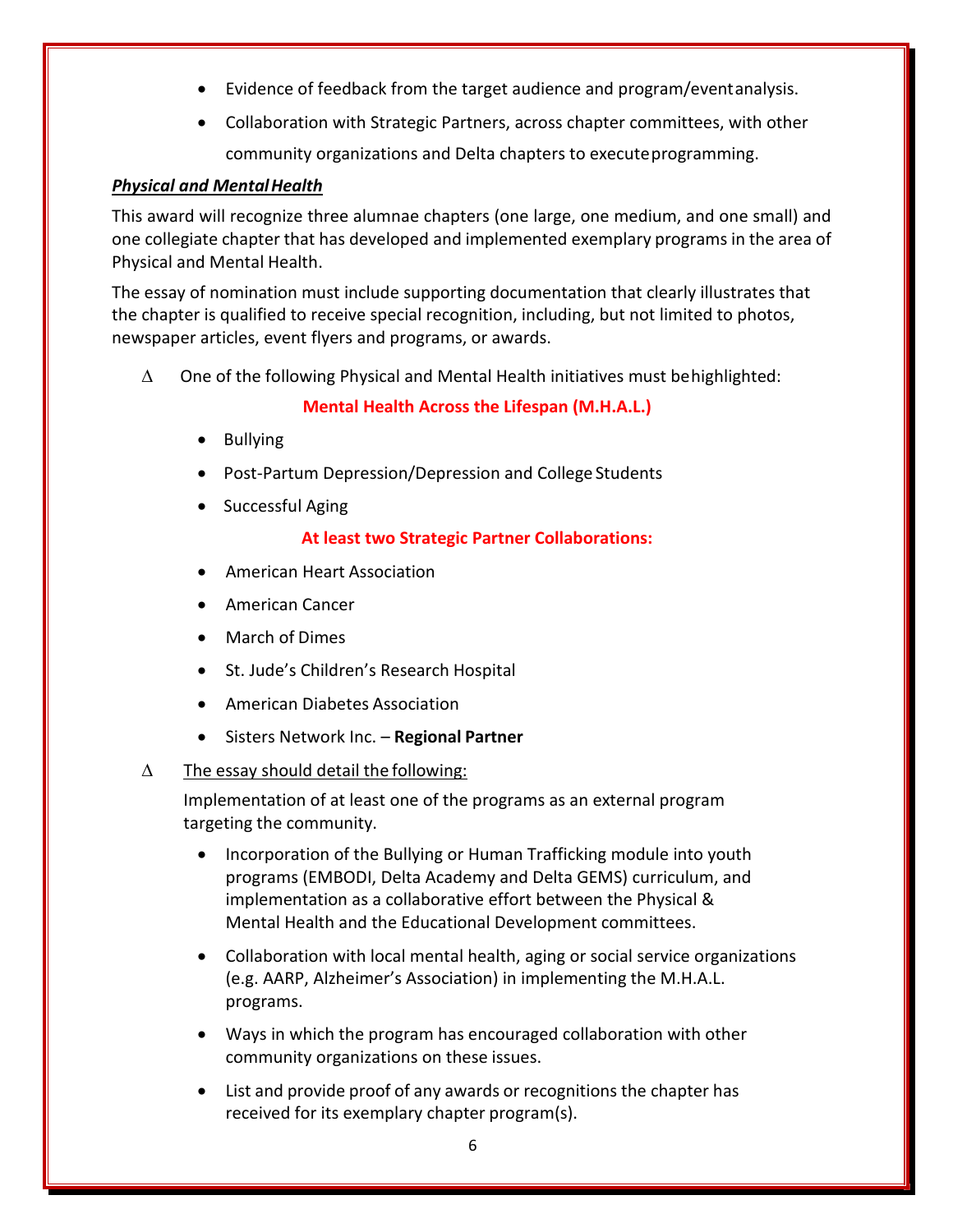- Evidence of feedback from the target audience and program/event analysis.
- Collaboration with Strategic Partners, across chapter committees, with other community organizations and Delta chapters to execute programming.

***Physical and Mental Health***

This award will recognize three alumnae chapters (one large, one medium, and one small) and one collegiate chapter that has developed and implemented exemplary programs in the area of Physical and Mental Health.

The essay of nomination must include supporting documentation that clearly illustrates that the chapter is qualified to receive special recognition, including, but not limited to photos, newspaper articles, event flyers and programs, or awards.

∆ One of the following Physical and Mental Health initiatives must be highlighted:

**Mental Health Across the Lifespan (M.H.A.L.)**

- Bullying
- Post-Partum Depression/Depression and College Students
- Successful Aging

**At least two Strategic Partner Collaborations:**

- American Heart Association
- American Cancer
- March of Dimes
- St. Jude's Children's Research Hospital
- American Diabetes Association
- Sisters Network Inc. – **Regional Partner**

∆ The essay should detail the following:

Implementation of at least one of the programs as an external program targeting the community.

- Incorporation of the Bullying or Human Trafficking module into youth programs (EMBODI, Delta Academy and Delta GEMS) curriculum, and implementation as a collaborative effort between the Physical & Mental Health and the Educational Development committees.
- Collaboration with local mental health, aging or social service organizations (e.g. AARP, Alzheimer's Association) in implementing the M.H.A.L. programs.
- Ways in which the program has encouraged collaboration with other community organizations on these issues.
- List and provide proof of any awards or recognitions the chapter has received for its exemplary chapter program(s).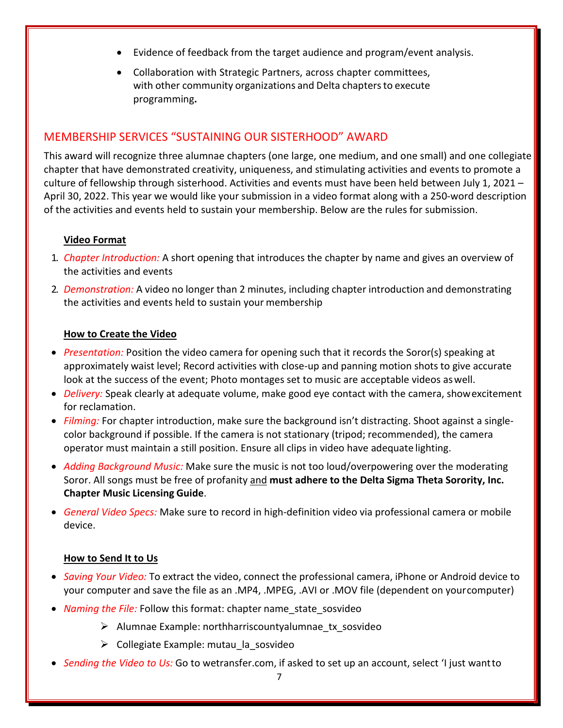- Evidence of feedback from the target audience and program/event analysis.
- Collaboration with Strategic Partners, across chapter committees, with other community organizations and Delta chapters to execute programming**.**

## MEMBERSHIP SERVICES "SUSTAINING OUR SISTERHOOD" AWARD

This award will recognize three alumnae chapters (one large, one medium, and one small) and one collegiate chapter that have demonstrated creativity, uniqueness, and stimulating activities and events to promote a culture of fellowship through sisterhood. Activities and events must have been held between July 1, 2021 – April 30, 2022. This year we would like your submission in a video format along with a 250-word description of the activities and events held to sustain your membership. Below are the rules for submission.

**Video Format**

1. *Chapter Introduction:* A short opening that introduces the chapter by name and gives an overview of the activities and events
2. *Demonstration:* A video no longer than 2 minutes, including chapter introduction and demonstrating the activities and events held to sustain your membership

**How to Create the Video**

- *Presentation:* Position the video camera for opening such that it records the Soror(s) speaking at approximately waist level; Record activities with close-up and panning motion shots to give accurate look at the success of the event; Photo montages set to music are acceptable videos as well.
- *Delivery:* Speak clearly at adequate volume, make good eye contact with the camera, show excitement for reclamation.
- *Filming:* For chapter introduction, make sure the background isn't distracting. Shoot against a single-color background if possible. If the camera is not stationary (tripod; recommended), the camera operator must maintain a still position. Ensure all clips in video have adequate lighting.
- *Adding Background Music:* Make sure the music is not too loud/overpowering over the moderating Soror. All songs must be free of profanity and **must adhere to the Delta Sigma Theta Sorority, Inc. Chapter Music Licensing Guide**.
- *General Video Specs:* Make sure to record in high-definition video via professional camera or mobile device.

**How to Send It to Us**

- *Saving Your Video:* To extract the video, connect the professional camera, iPhone or Android device to your computer and save the file as an .MP4, .MPEG, .AVI or .MOV file (dependent on your computer)
- *Naming the File:* Follow this format: chapter name_state_sosvideo
  - Alumnae Example: northharriscountyalumnae_tx_sosvideo
  - Collegiate Example: mutau_la_sosvideo
- *Sending the Video to Us:* Go to wetransfer.com, if asked to set up an account, select 'I just want to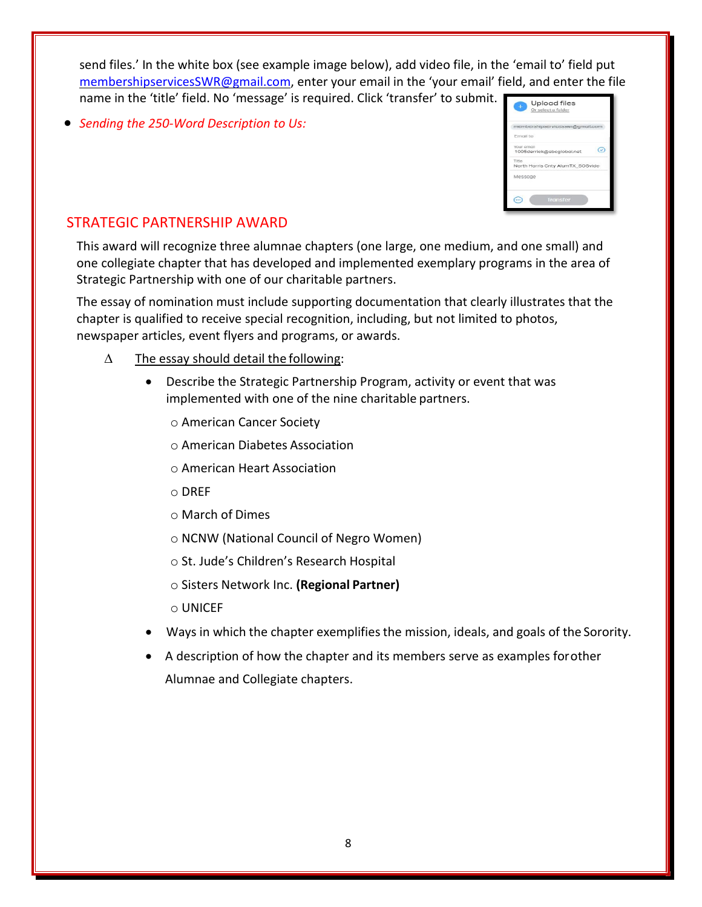send files.' In the white box (see example image below), add video file, in the 'email to' field put membershipservicesSWR@gmail.com, enter your email in the 'your email' field, and enter the file name in the 'title' field. No 'message' is required. Click 'transfer' to submit.

- *Sending the 250-Word Description to Us:*

## STRATEGIC PARTNERSHIP AWARD

This award will recognize three alumnae chapters (one large, one medium, and one small) and one collegiate chapter that has developed and implemented exemplary programs in the area of Strategic Partnership with one of our charitable partners.

The essay of nomination must include supporting documentation that clearly illustrates that the chapter is qualified to receive special recognition, including, but not limited to photos, newspaper articles, event flyers and programs, or awards.

Δ The essay should detail the following:

- Describe the Strategic Partnership Program, activity or event that was implemented with one of the nine charitable partners.
  - American Cancer Society
  - American Diabetes Association
  - American Heart Association
  - DREF
  - March of Dimes
  - NCNW (National Council of Negro Women)
  - St. Jude's Children's Research Hospital
  - Sisters Network Inc. **(Regional Partner)**
  - UNICEF
- Ways in which the chapter exemplifies the mission, ideals, and goals of the Sorority.
- A description of how the chapter and its members serve as examples for other Alumnae and Collegiate chapters.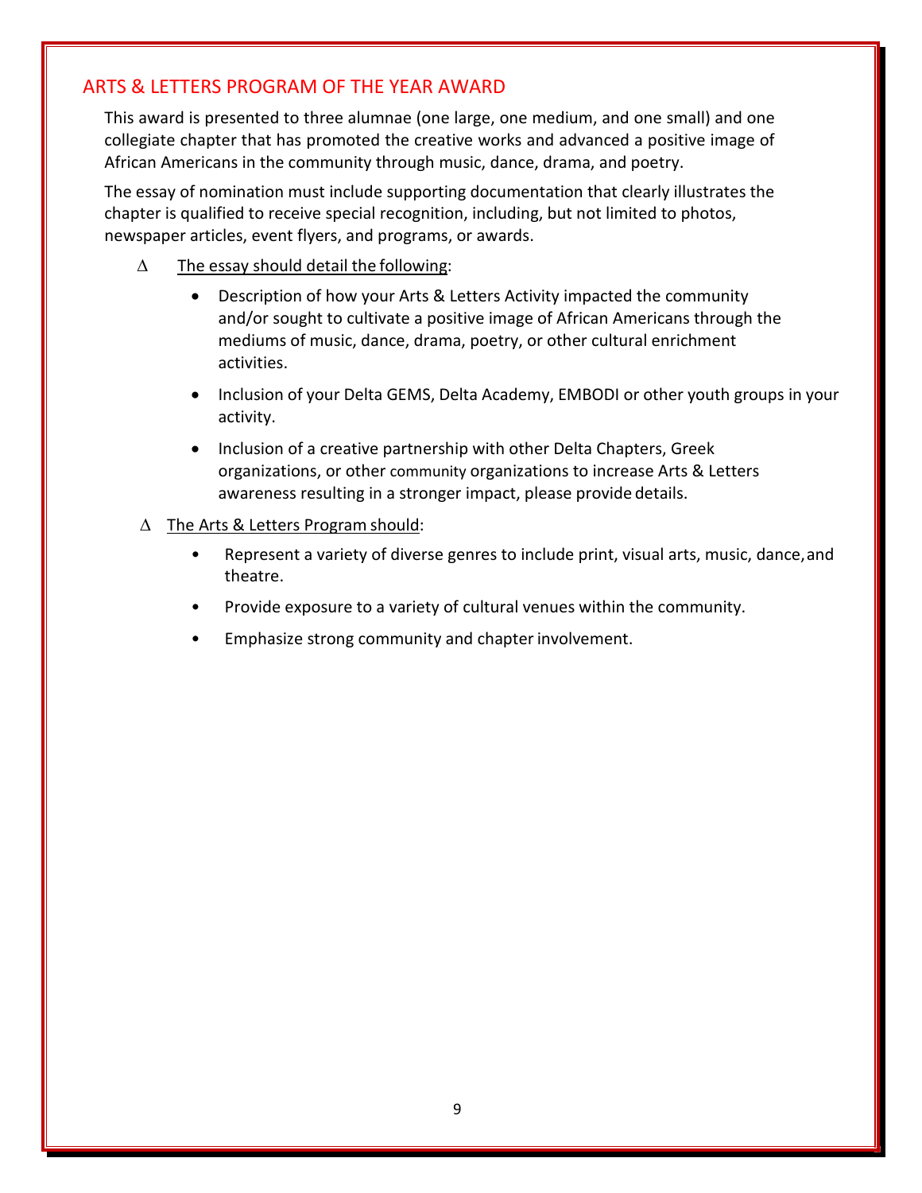## ARTS & LETTERS PROGRAM OF THE YEAR AWARD

This award is presented to three alumnae (one large, one medium, and one small) and one collegiate chapter that has promoted the creative works and advanced a positive image of African Americans in the community through music, dance, drama, and poetry.

The essay of nomination must include supporting documentation that clearly illustrates the chapter is qualified to receive special recognition, including, but not limited to photos, newspaper articles, event flyers, and programs, or awards.

- Δ <u>The essay should detail the following</u>:
  - Description of how your Arts & Letters Activity impacted the community and/or sought to cultivate a positive image of African Americans through the mediums of music, dance, drama, poetry, or other cultural enrichment activities.
  - Inclusion of your Delta GEMS, Delta Academy, EMBODI or other youth groups in your activity.
  - Inclusion of a creative partnership with other Delta Chapters, Greek organizations, or other community organizations to increase Arts & Letters awareness resulting in a stronger impact, please provide details.
- Δ <u>The Arts & Letters Program should</u>:
  - Represent a variety of diverse genres to include print, visual arts, music, dance, and theatre.
  - Provide exposure to a variety of cultural venues within the community.
  - Emphasize strong community and chapter involvement.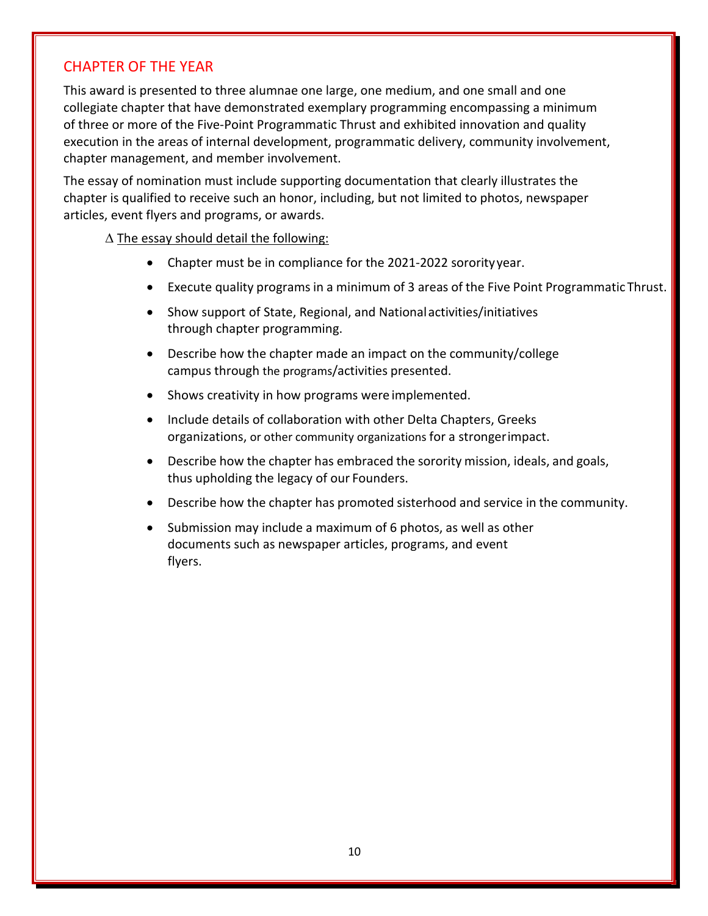## CHAPTER OF THE YEAR

This award is presented to three alumnae one large, one medium, and one small and one collegiate chapter that have demonstrated exemplary programming encompassing a minimum of three or more of the Five-Point Programmatic Thrust and exhibited innovation and quality execution in the areas of internal development, programmatic delivery, community involvement, chapter management, and member involvement.

The essay of nomination must include supporting documentation that clearly illustrates the chapter is qualified to receive such an honor, including, but not limited to photos, newspaper articles, event flyers and programs, or awards.

∆ <u>The essay should detail the following:</u>

- Chapter must be in compliance for the 2021-2022 sorority year.
- Execute quality programs in a minimum of 3 areas of the Five Point Programmatic Thrust.
- Show support of State, Regional, and National activities/initiatives through chapter programming.
- Describe how the chapter made an impact on the community/college campus through the programs/activities presented.
- Shows creativity in how programs were implemented.
- Include details of collaboration with other Delta Chapters, Greeks organizations, or other community organizations for a stronger impact.
- Describe how the chapter has embraced the sorority mission, ideals, and goals, thus upholding the legacy of our Founders.
- Describe how the chapter has promoted sisterhood and service in the community.
- Submission may include a maximum of 6 photos, as well as other documents such as newspaper articles, programs, and event flyers.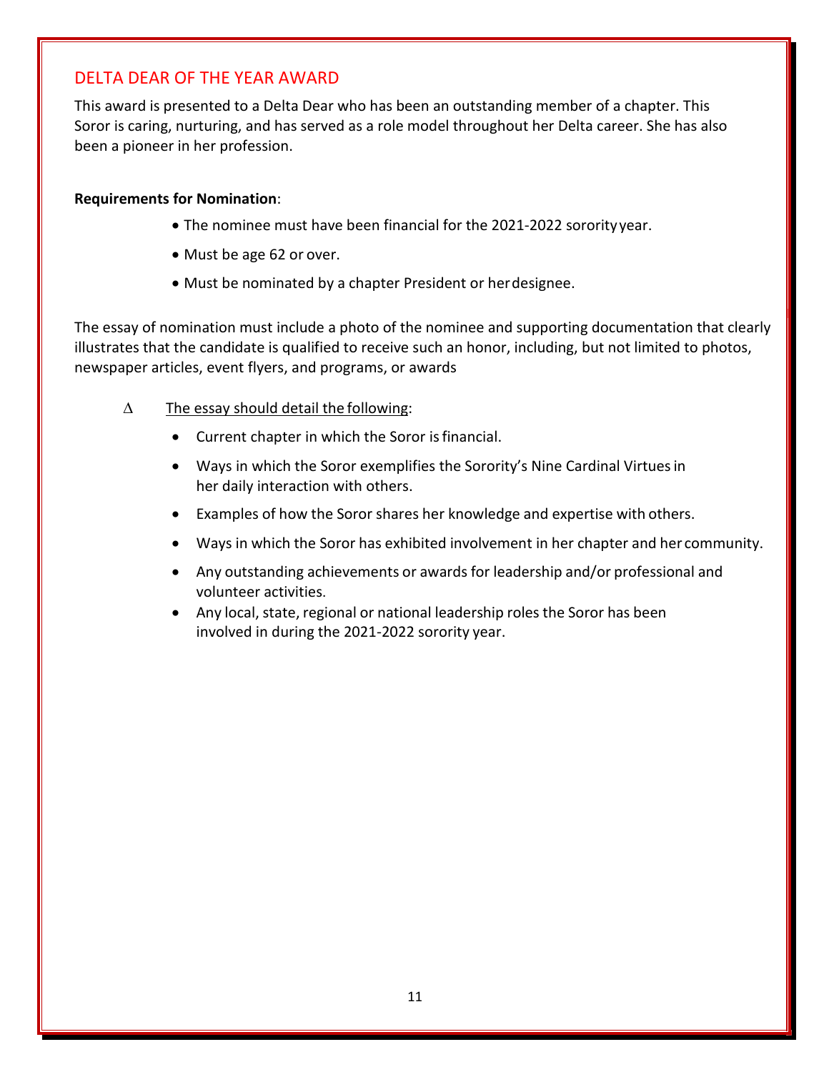## DELTA DEAR OF THE YEAR AWARD

This award is presented to a Delta Dear who has been an outstanding member of a chapter. This Soror is caring, nurturing, and has served as a role model throughout her Delta career. She has also been a pioneer in her profession.

**Requirements for Nomination**:

- The nominee must have been financial for the 2021-2022 sorority year.
- Must be age 62 or over.
- Must be nominated by a chapter President or her designee.

The essay of nomination must include a photo of the nominee and supporting documentation that clearly illustrates that the candidate is qualified to receive such an honor, including, but not limited to photos, newspaper articles, event flyers, and programs, or awards

Δ The essay should detail the following:

- Current chapter in which the Soror is financial.
- Ways in which the Soror exemplifies the Sorority's Nine Cardinal Virtues in her daily interaction with others.
- Examples of how the Soror shares her knowledge and expertise with others.
- Ways in which the Soror has exhibited involvement in her chapter and her community.
- Any outstanding achievements or awards for leadership and/or professional and volunteer activities.
- Any local, state, regional or national leadership roles the Soror has been involved in during the 2021-2022 sorority year.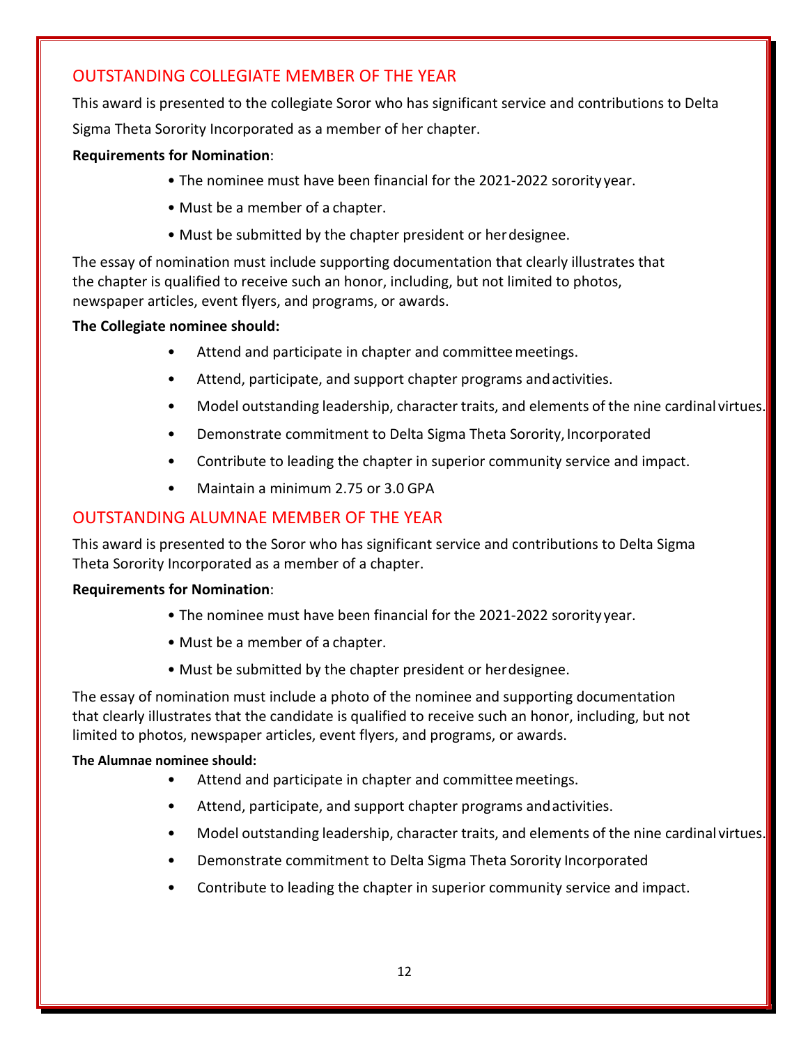## OUTSTANDING COLLEGIATE MEMBER OF THE YEAR

This award is presented to the collegiate Soror who has significant service and contributions to Delta Sigma Theta Sorority Incorporated as a member of her chapter.

**Requirements for Nomination**:

- The nominee must have been financial for the 2021-2022 sorority year.
- Must be a member of a chapter.
- Must be submitted by the chapter president or her designee.

The essay of nomination must include supporting documentation that clearly illustrates that the chapter is qualified to receive such an honor, including, but not limited to photos, newspaper articles, event flyers, and programs, or awards.

**The Collegiate nominee should:**

- Attend and participate in chapter and committee meetings.
- Attend, participate, and support chapter programs and activities.
- Model outstanding leadership, character traits, and elements of the nine cardinal virtues.
- Demonstrate commitment to Delta Sigma Theta Sorority, Incorporated
- Contribute to leading the chapter in superior community service and impact.
- Maintain a minimum 2.75 or 3.0 GPA

## OUTSTANDING ALUMNAE MEMBER OF THE YEAR

This award is presented to the Soror who has significant service and contributions to Delta Sigma Theta Sorority Incorporated as a member of a chapter.

**Requirements for Nomination**:

- The nominee must have been financial for the 2021-2022 sorority year.
- Must be a member of a chapter.
- Must be submitted by the chapter president or her designee.

The essay of nomination must include a photo of the nominee and supporting documentation that clearly illustrates that the candidate is qualified to receive such an honor, including, but not limited to photos, newspaper articles, event flyers, and programs, or awards.

**The Alumnae nominee should:**

- Attend and participate in chapter and committee meetings.
- Attend, participate, and support chapter programs and activities.
- Model outstanding leadership, character traits, and elements of the nine cardinal virtues.
- Demonstrate commitment to Delta Sigma Theta Sorority Incorporated
- Contribute to leading the chapter in superior community service and impact.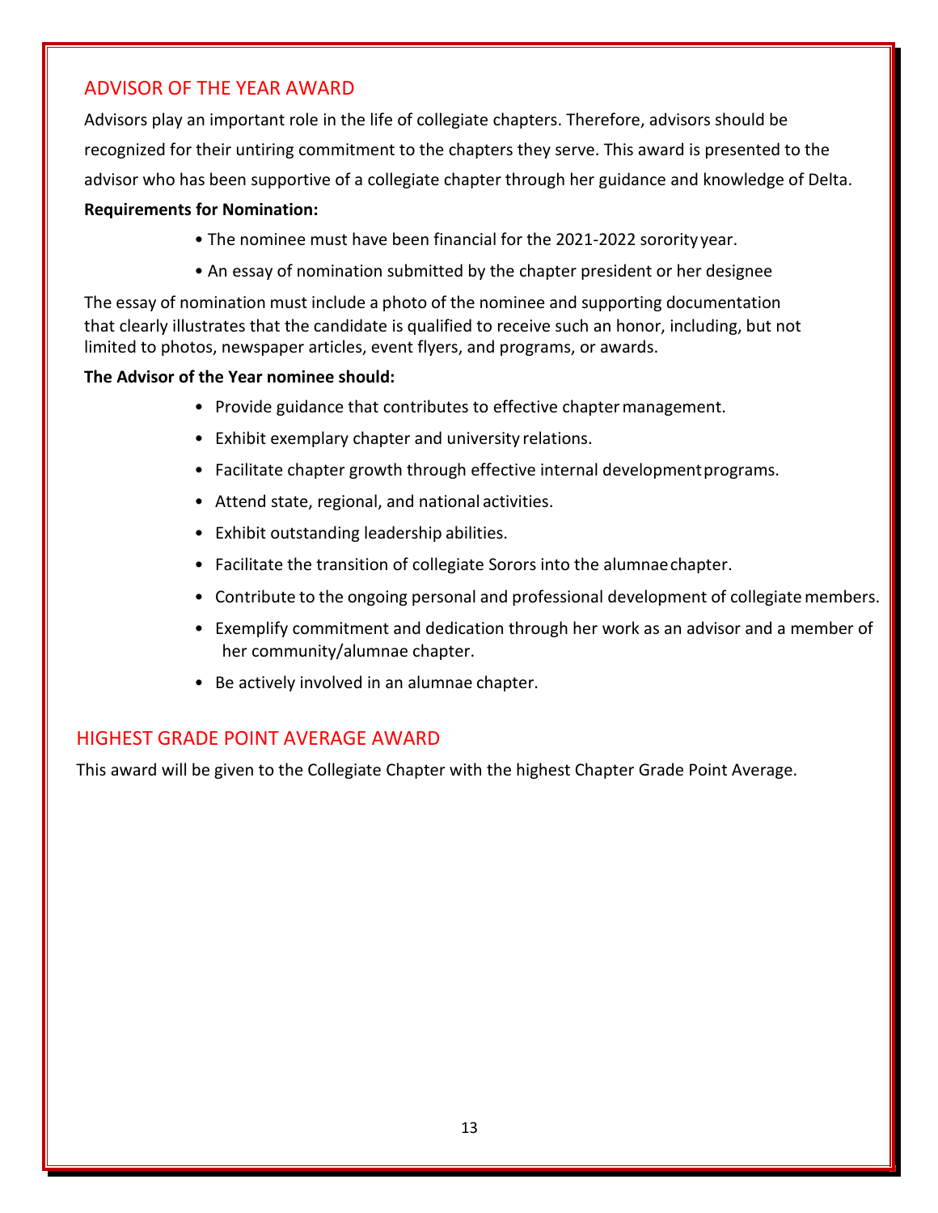## ADVISOR OF THE YEAR AWARD

Advisors play an important role in the life of collegiate chapters. Therefore, advisors should be recognized for their untiring commitment to the chapters they serve. This award is presented to the advisor who has been supportive of a collegiate chapter through her guidance and knowledge of Delta.

**Requirements for Nomination:**

- The nominee must have been financial for the 2021-2022 sorority year.
- An essay of nomination submitted by the chapter president or her designee

The essay of nomination must include a photo of the nominee and supporting documentation that clearly illustrates that the candidate is qualified to receive such an honor, including, but not limited to photos, newspaper articles, event flyers, and programs, or awards.

**The Advisor of the Year nominee should:**

- Provide guidance that contributes to effective chapter management.
- Exhibit exemplary chapter and university relations.
- Facilitate chapter growth through effective internal development programs.
- Attend state, regional, and national activities.
- Exhibit outstanding leadership abilities.
- Facilitate the transition of collegiate Sorors into the alumnae chapter.
- Contribute to the ongoing personal and professional development of collegiate members.
- Exemplify commitment and dedication through her work as an advisor and a member of her community/alumnae chapter.
- Be actively involved in an alumnae chapter.

## HIGHEST GRADE POINT AVERAGE AWARD

This award will be given to the Collegiate Chapter with the highest Chapter Grade Point Average.